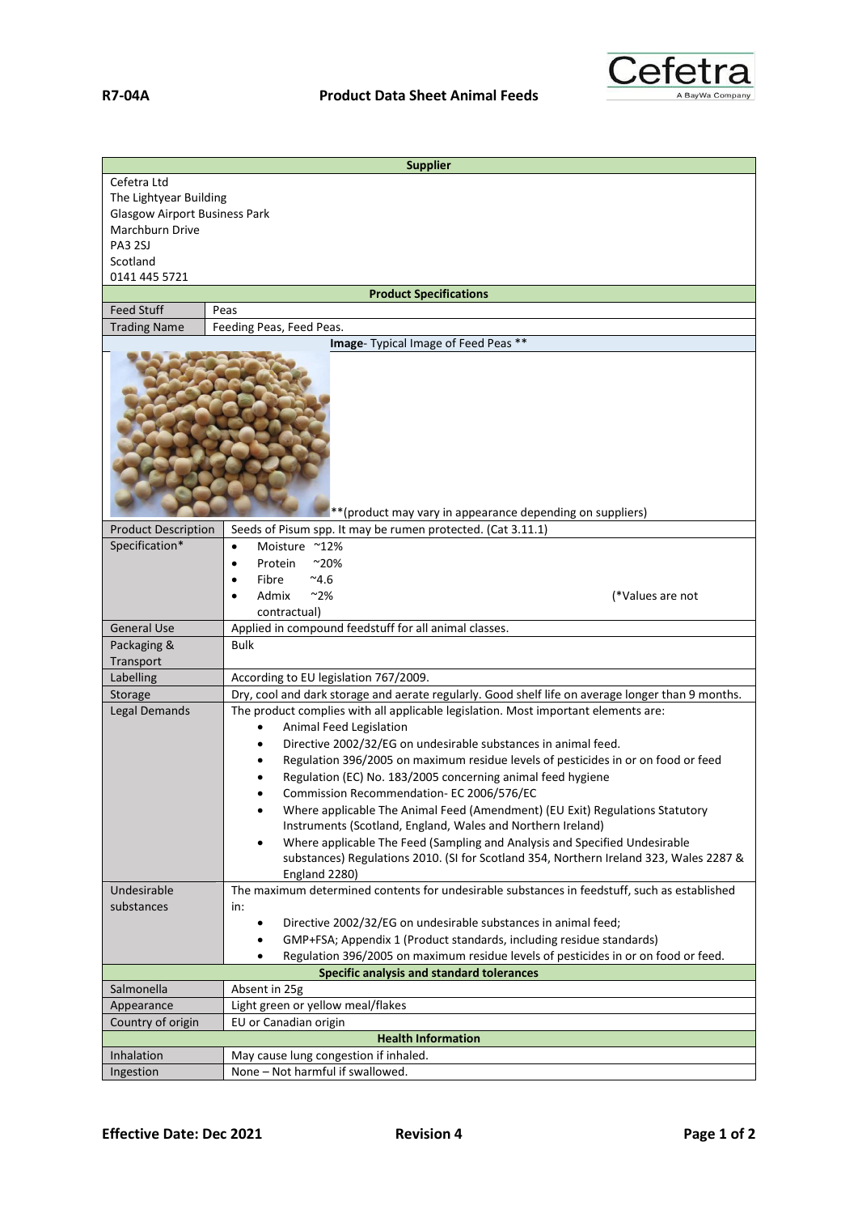**R7-04A** **Product Data Sheet Animal Feeds**

| **Supplier** | |
|---|---|
| Cefetra Ltd<br>The Lightyear Building<br>Glasgow Airport Business Park<br>Marchburn Drive<br>PA3 2SJ<br>Scotland<br>0141 445 5721 | |
| **Product Specifications** | |
| Feed Stuff | Peas |
| Trading Name | Feeding Peas, Feed Peas. |
| **Image**- Typical Image of Feed Peas ** | |
| **(product may vary in appearance depending on suppliers) | |
| Product Description | Seeds of Pisum spp. It may be rumen protected. (Cat 3.11.1) |
| Specification* | • Moisture ~12%<br>• Protein ~20%<br>• Fibre ~4.6<br>• Admix ~2% (*Values are not contractual) |
| General Use | Applied in compound feedstuff for all animal classes. |
| Packaging & Transport | Bulk |
| Labelling | According to EU legislation 767/2009. |
| Storage | Dry, cool and dark storage and aerate regularly. Good shelf life on average longer than 9 months. |
| Legal Demands | The product complies with all applicable legislation. Most important elements are:<br>• Animal Feed Legislation<br>• Directive 2002/32/EG on undesirable substances in animal feed.<br>• Regulation 396/2005 on maximum residue levels of pesticides in or on food or feed<br>• Regulation (EC) No. 183/2005 concerning animal feed hygiene<br>• Commission Recommendation- EC 2006/576/EC<br>• Where applicable The Animal Feed (Amendment) (EU Exit) Regulations Statutory Instruments (Scotland, England, Wales and Northern Ireland)<br>• Where applicable The Feed (Sampling and Analysis and Specified Undesirable substances) Regulations 2010. (SI for Scotland 354, Northern Ireland 323, Wales 2287 & England 2280) |
| Undesirable substances | The maximum determined contents for undesirable substances in feedstuff, such as established in:<br>• Directive 2002/32/EG on undesirable substances in animal feed;<br>• GMP+FSA; Appendix 1 (Product standards, including residue standards)<br>• Regulation 396/2005 on maximum residue levels of pesticides in or on food or feed. |
| **Specific analysis and standard tolerances** | |
| Salmonella | Absent in 25g |
| Appearance | Light green or yellow meal/flakes |
| Country of origin | EU or Canadian origin |
| **Health Information** | |
| Inhalation | May cause lung congestion if inhaled. |
| Ingestion | None – Not harmful if swallowed. |

**Effective Date: Dec 2021** **Revision 4**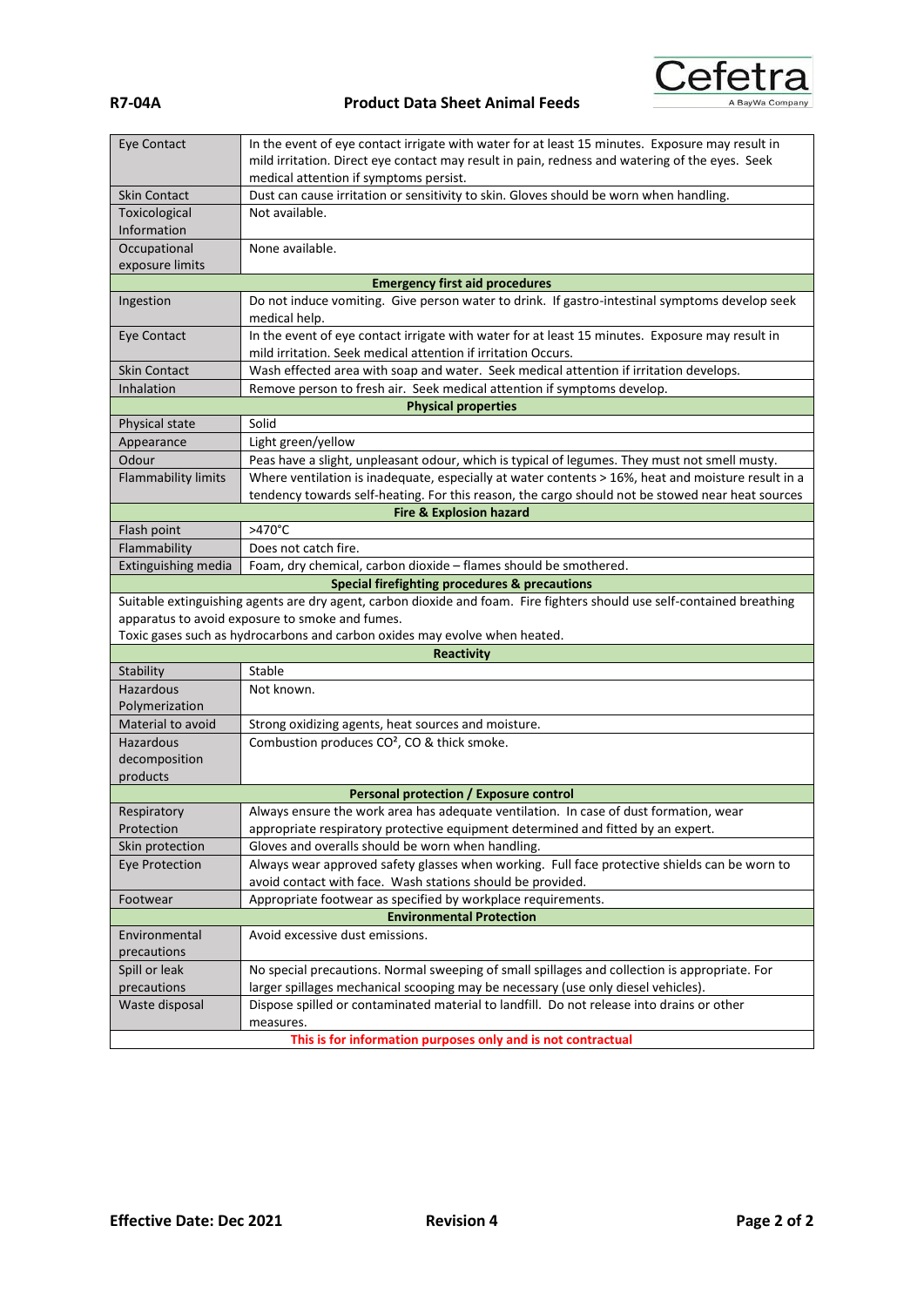| | |
|---|---|
| Eye Contact | In the event of eye contact irrigate with water for at least 15 minutes. Exposure may result in mild irritation. Direct eye contact may result in pain, redness and watering of the eyes. Seek medical attention if symptoms persist. |
| Skin Contact | Dust can cause irritation or sensitivity to skin. Gloves should be worn when handling. |
| Toxicological Information | Not available. |
| Occupational exposure limits | None available. |
| **Emergency first aid procedures** | |
| Ingestion | Do not induce vomiting. Give person water to drink. If gastro-intestinal symptoms develop seek medical help. |
| Eye Contact | In the event of eye contact irrigate with water for at least 15 minutes. Exposure may result in mild irritation. Seek medical attention if irritation Occurs. |
| Skin Contact | Wash effected area with soap and water. Seek medical attention if irritation develops. |
| Inhalation | Remove person to fresh air. Seek medical attention if symptoms develop. |
| **Physical properties** | |
| Physical state | Solid |
| Appearance | Light green/yellow |
| Odour | Peas have a slight, unpleasant odour, which is typical of legumes. They must not smell musty. |
| Flammability limits | Where ventilation is inadequate, especially at water contents > 16%, heat and moisture result in a tendency towards self-heating. For this reason, the cargo should not be stowed near heat sources |
| **Fire & Explosion hazard** | |
| Flash point | >470°C |
| Flammability | Does not catch fire. |
| Extinguishing media | Foam, dry chemical, carbon dioxide – flames should be smothered. |
| **Special firefighting procedures & precautions** | |
| Suitable extinguishing agents are dry agent, carbon dioxide and foam. Fire fighters should use self-contained breathing apparatus to avoid exposure to smoke and fumes. Toxic gases such as hydrocarbons and carbon oxides may evolve when heated. | |
| **Reactivity** | |
| Stability | Stable |
| Hazardous Polymerization | Not known. |
| Material to avoid | Strong oxidizing agents, heat sources and moisture. |
| Hazardous decomposition products | Combustion produces $CO^2$, CO & thick smoke. |
| **Personal protection / Exposure control** | |
| Respiratory Protection | Always ensure the work area has adequate ventilation. In case of dust formation, wear appropriate respiratory protective equipment determined and fitted by an expert. |
| Skin protection | Gloves and overalls should be worn when handling. |
| Eye Protection | Always wear approved safety glasses when working. Full face protective shields can be worn to avoid contact with face. Wash stations should be provided. |
| Footwear | Appropriate footwear as specified by workplace requirements. |
| **Environmental Protection** | |
| Environmental precautions | Avoid excessive dust emissions. |
| Spill or leak precautions | No special precautions. Normal sweeping of small spillages and collection is appropriate. For larger spillages mechanical scooping may be necessary (use only diesel vehicles). |
| Waste disposal | Dispose spilled or contaminated material to landfill. Do not release into drains or other measures. |
| **This is for information purposes only and is not contractual** | |

**Effective Date: Dec 2021** **Revision 4**